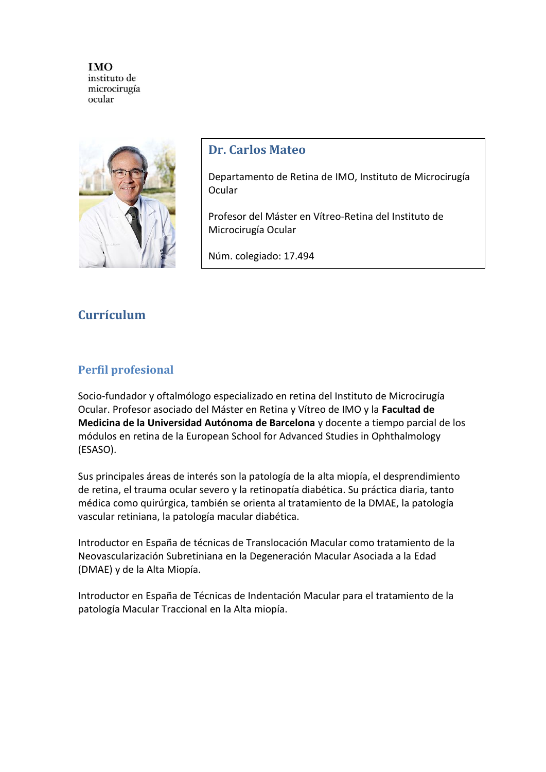**IMO**
instituto de
microcirugía
ocular

## Dr. Carlos Mateo

Departamento de Retina de IMO, Instituto de Microcirugía Ocular

Profesor del Máster en Vítreo-Retina del Instituto de Microcirugía Ocular

Núm. colegiado: 17.494

# Currículum

## Perfil profesional

Socio-fundador y oftalmólogo especializado en retina del Instituto de Microcirugía Ocular. Profesor asociado del Máster en Retina y Vítreo de IMO y la **Facultad de Medicina de la Universidad Autónoma de Barcelona** y docente a tiempo parcial de los módulos en retina de la European School for Advanced Studies in Ophthalmology (ESASO).

Sus principales áreas de interés son la patología de la alta miopía, el desprendimiento de retina, el trauma ocular severo y la retinopatía diabética. Su práctica diaria, tanto médica como quirúrgica, también se orienta al tratamiento de la DMAE, la patología vascular retiniana, la patología macular diabética.

Introductor en España de técnicas de Translocación Macular como tratamiento de la Neovascularización Subretiniana en la Degeneración Macular Asociada a la Edad (DMAE) y de la Alta Miopía.

Introductor en España de Técnicas de Indentación Macular para el tratamiento de la patología Macular Traccional en la Alta miopía.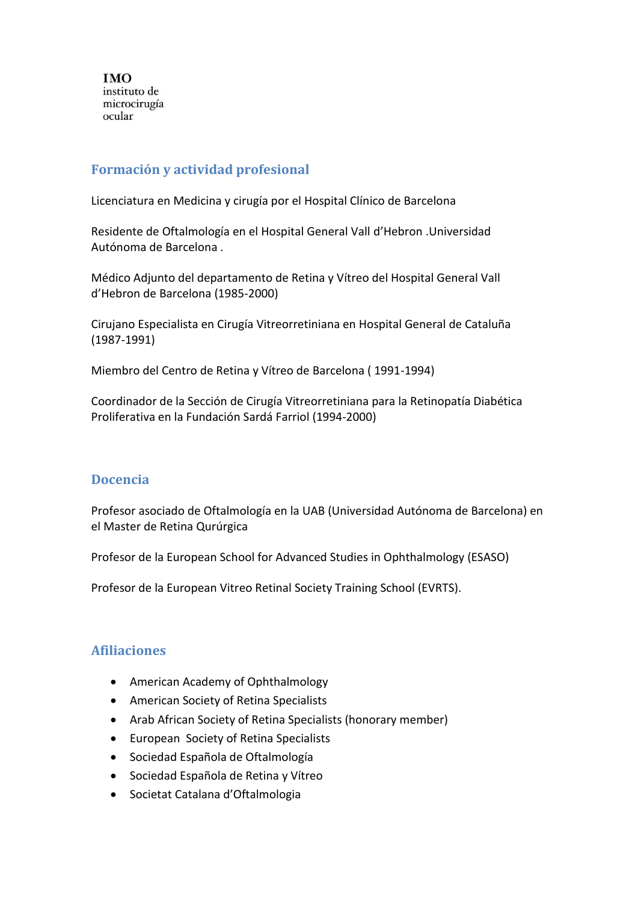**IMO**
instituto de
microcirugía
ocular

## Formación y actividad profesional

Licenciatura en Medicina y cirugía por el Hospital Clínico de Barcelona

Residente de Oftalmología en el Hospital General Vall d'Hebron .Universidad Autónoma de Barcelona .

Médico Adjunto del departamento de Retina y Vítreo del Hospital General Vall d'Hebron de Barcelona (1985-2000)

Cirujano Especialista en Cirugía Vitreorretiniana en Hospital General de Cataluña (1987-1991)

Miembro del Centro de Retina y Vítreo de Barcelona ( 1991-1994)

Coordinador de la Sección de Cirugía Vitreorretiniana para la Retinopatía Diabética Proliferativa en la Fundación Sardá Farriol (1994-2000)

## Docencia

Profesor asociado de Oftalmología en la UAB (Universidad Autónoma de Barcelona) en el Master de Retina Qurúrgica

Profesor de la European School for Advanced Studies in Ophthalmology (ESASO)

Profesor de la European Vitreo Retinal Society Training School (EVRTS).

## Afiliaciones

- American Academy of Ophthalmology
- American Society of Retina Specialists
- Arab African Society of Retina Specialists (honorary member)
- European Society of Retina Specialists
- Sociedad Española de Oftalmología
- Sociedad Española de Retina y Vítreo
- Societat Catalana d'Oftalmologia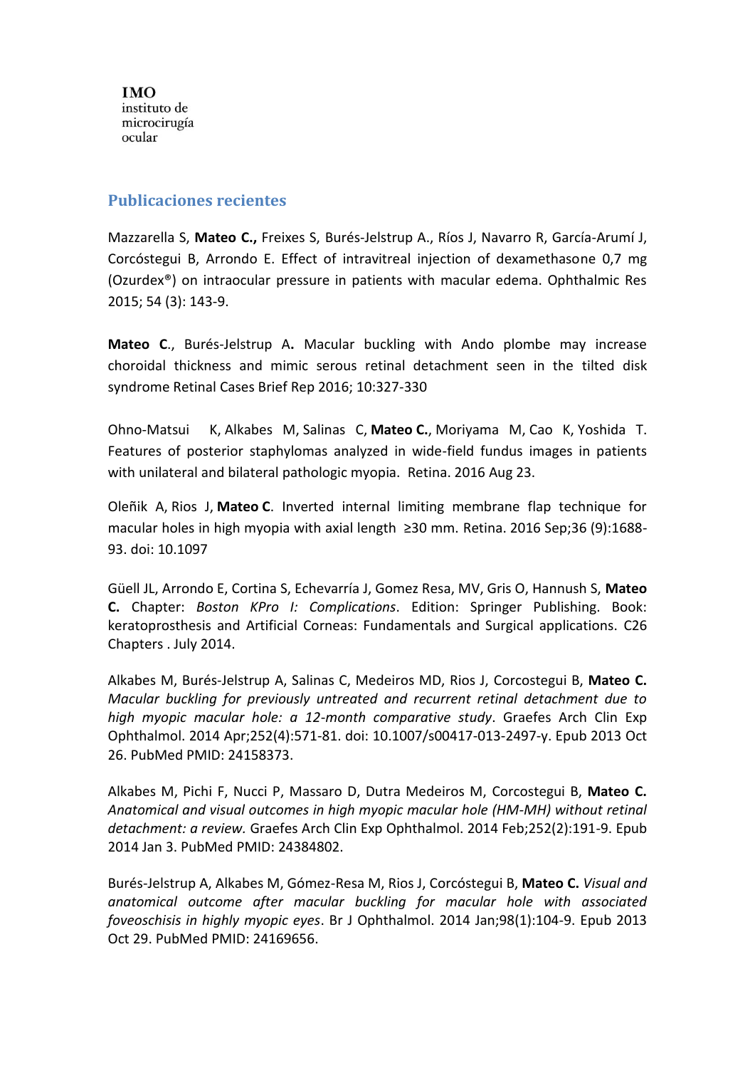**IMO**
instituto de
microcirugía
ocular

## Publicaciones recientes

Mazzarella S, **Mateo C.,** Freixes S, Burés-Jelstrup A., Ríos J, Navarro R, García-Arumí J, Corcóstegui B, Arrondo E. Effect of intravitreal injection of dexamethasone 0,7 mg (Ozurdex®) on intraocular pressure in patients with macular edema. Ophthalmic Res 2015; 54 (3): 143-9.

**Mateo C**., Burés-Jelstrup A**.** Macular buckling with Ando plombe may increase choroidal thickness and mimic serous retinal detachment seen in the tilted disk syndrome Retinal Cases Brief Rep 2016; 10:327-330

Ohno-Matsui K, Alkabes M, Salinas C, **Mateo C.**, Moriyama M, Cao K, Yoshida T. Features of posterior staphylomas analyzed in wide-field fundus images in patients with unilateral and bilateral pathologic myopia. Retina. 2016 Aug 23.

Oleñik A, Rios J, **Mateo C**. Inverted internal limiting membrane flap technique for macular holes in high myopia with axial length ≥30 mm. Retina. 2016 Sep;36 (9):1688-93. doi: 10.1097

Güell JL, Arrondo E, Cortina S, Echevarría J, Gomez Resa, MV, Gris O, Hannush S, **Mateo C.** Chapter: *Boston KPro I: Complications*. Edition: Springer Publishing. Book: keratoprosthesis and Artificial Corneas: Fundamentals and Surgical applications. C26 Chapters . July 2014.

Alkabes M, Burés-Jelstrup A, Salinas C, Medeiros MD, Rios J, Corcostegui B, **Mateo C.** *Macular buckling for previously untreated and recurrent retinal detachment due to high myopic macular hole: a 12-month comparative study*. Graefes Arch Clin Exp Ophthalmol. 2014 Apr;252(4):571-81. doi: 10.1007/s00417-013-2497-y. Epub 2013 Oct 26. PubMed PMID: 24158373.

Alkabes M, Pichi F, Nucci P, Massaro D, Dutra Medeiros M, Corcostegui B, **Mateo C.** *Anatomical and visual outcomes in high myopic macular hole (HM-MH) without retinal detachment: a review.* Graefes Arch Clin Exp Ophthalmol. 2014 Feb;252(2):191-9. Epub 2014 Jan 3. PubMed PMID: 24384802.

Burés-Jelstrup A, Alkabes M, Gómez-Resa M, Rios J, Corcóstegui B, **Mateo C.** *Visual and anatomical outcome after macular buckling for macular hole with associated foveoschisis in highly myopic eyes*. Br J Ophthalmol. 2014 Jan;98(1):104-9. Epub 2013 Oct 29. PubMed PMID: 24169656.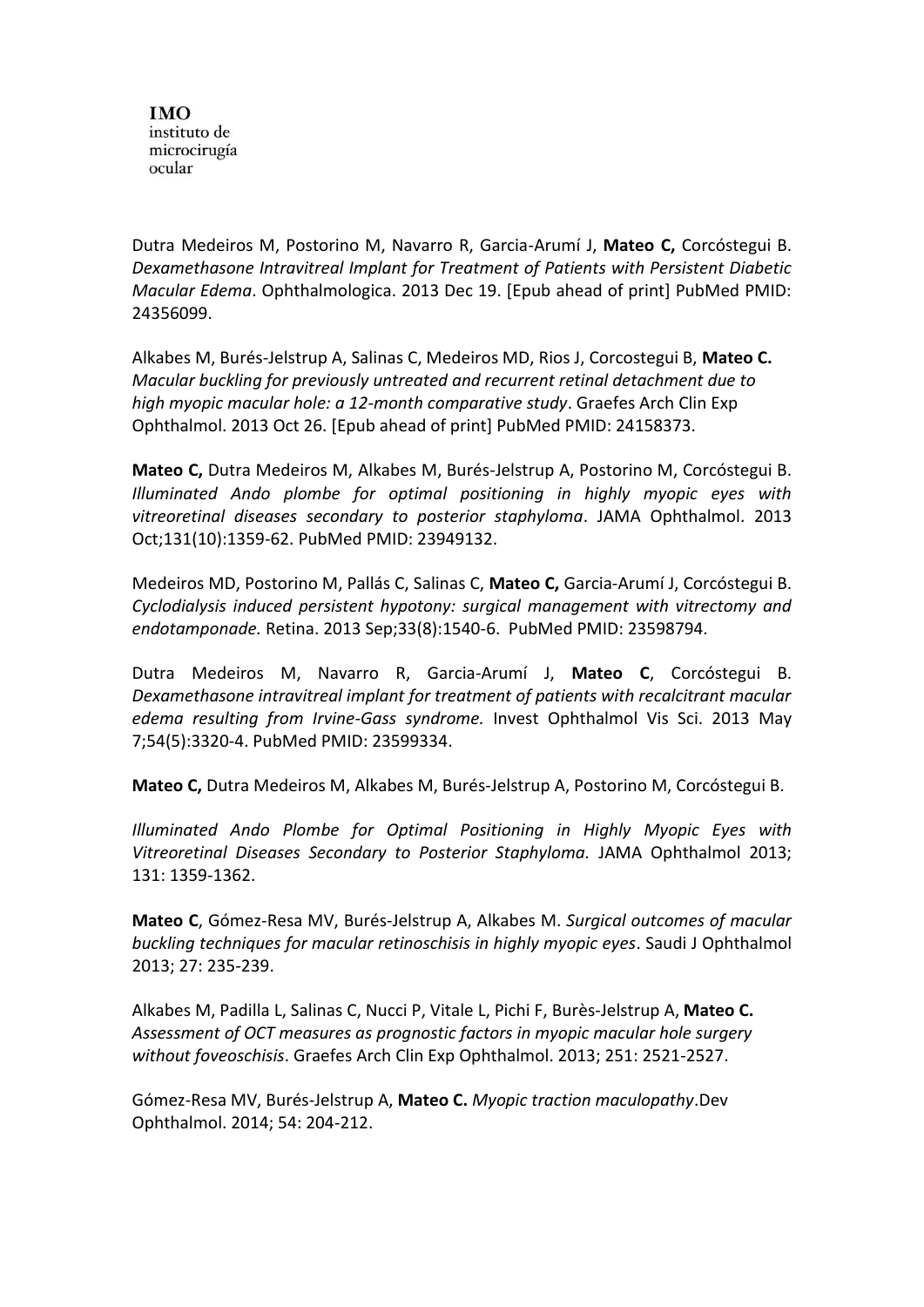Dutra Medeiros M, Postorino M, Navarro R, Garcia-Arumí J, **Mateo C,** Corcóstegui B. *Dexamethasone Intravitreal Implant for Treatment of Patients with Persistent Diabetic Macular Edema*. Ophthalmologica. 2013 Dec 19. [Epub ahead of print] PubMed PMID: 24356099.

Alkabes M, Burés-Jelstrup A, Salinas C, Medeiros MD, Rios J, Corcostegui B, **Mateo C.** *Macular buckling for previously untreated and recurrent retinal detachment due to high myopic macular hole: a 12-month comparative study*. Graefes Arch Clin Exp Ophthalmol. 2013 Oct 26. [Epub ahead of print] PubMed PMID: 24158373.

**Mateo C,** Dutra Medeiros M, Alkabes M, Burés-Jelstrup A, Postorino M, Corcóstegui B. *Illuminated Ando plombe for optimal positioning in highly myopic eyes with vitreoretinal diseases secondary to posterior staphyloma*. JAMA Ophthalmol. 2013 Oct;131(10):1359-62. PubMed PMID: 23949132.

Medeiros MD, Postorino M, Pallás C, Salinas C, **Mateo C,** Garcia-Arumí J, Corcóstegui B. *Cyclodialysis induced persistent hypotony: surgical management with vitrectomy and endotamponade.* Retina. 2013 Sep;33(8):1540-6. PubMed PMID: 23598794.

Dutra Medeiros M, Navarro R, Garcia-Arumí J, **Mateo C**, Corcóstegui B. *Dexamethasone intravitreal implant for treatment of patients with recalcitrant macular edema resulting from Irvine-Gass syndrome.* Invest Ophthalmol Vis Sci. 2013 May 7;54(5):3320-4. PubMed PMID: 23599334.

**Mateo C,** Dutra Medeiros M, Alkabes M, Burés-Jelstrup A, Postorino M, Corcóstegui B.

*Illuminated Ando Plombe for Optimal Positioning in Highly Myopic Eyes with Vitreoretinal Diseases Secondary to Posterior Staphyloma.* JAMA Ophthalmol 2013; 131: 1359-1362.

**Mateo C**, Gómez-Resa MV, Burés-Jelstrup A, Alkabes M. *Surgical outcomes of macular buckling techniques for macular retinoschisis in highly myopic eyes*. Saudi J Ophthalmol 2013; 27: 235-239.

Alkabes M, Padilla L, Salinas C, Nucci P, Vitale L, Pichi F, Burès-Jelstrup A, **Mateo C.** *Assessment of OCT measures as prognostic factors in myopic macular hole surgery without foveoschisis*. Graefes Arch Clin Exp Ophthalmol. 2013; 251: 2521-2527.

Gómez-Resa MV, Burés-Jelstrup A, **Mateo C.** *Myopic traction maculopathy*.Dev Ophthalmol. 2014; 54: 204-212.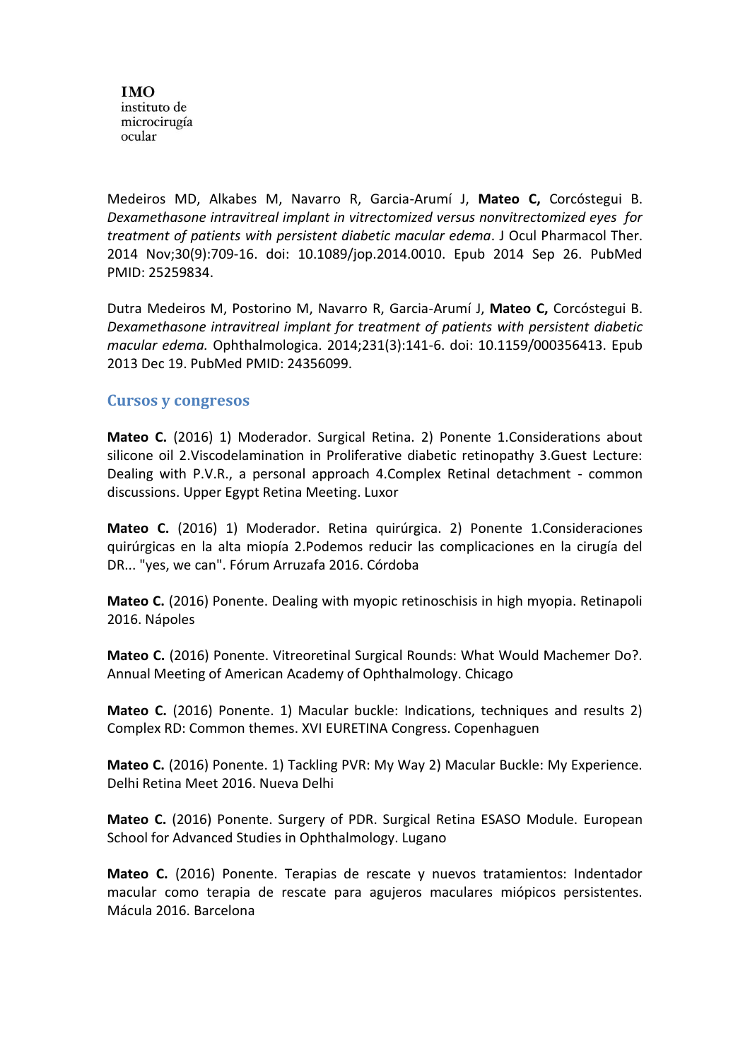Medeiros MD, Alkabes M, Navarro R, Garcia-Arumí J, **Mateo C,** Corcóstegui B. *Dexamethasone intravitreal implant in vitrectomized versus nonvitrectomized eyes for treatment of patients with persistent diabetic macular edema*. J Ocul Pharmacol Ther. 2014 Nov;30(9):709-16. doi: 10.1089/jop.2014.0010. Epub 2014 Sep 26. PubMed PMID: 25259834.

Dutra Medeiros M, Postorino M, Navarro R, Garcia-Arumí J, **Mateo C,** Corcóstegui B. *Dexamethasone intravitreal implant for treatment of patients with persistent diabetic macular edema.* Ophthalmologica. 2014;231(3):141-6. doi: 10.1159/000356413. Epub 2013 Dec 19. PubMed PMID: 24356099.

## Cursos y congresos

**Mateo C.** (2016) 1) Moderador. Surgical Retina. 2) Ponente 1.Considerations about silicone oil 2.Viscodelamination in Proliferative diabetic retinopathy 3.Guest Lecture: Dealing with P.V.R., a personal approach 4.Complex Retinal detachment - common discussions. Upper Egypt Retina Meeting. Luxor

**Mateo C.** (2016) 1) Moderador. Retina quirúrgica. 2) Ponente 1.Consideraciones quirúrgicas en la alta miopía 2.Podemos reducir las complicaciones en la cirugía del DR... "yes, we can". Fórum Arruzafa 2016. Córdoba

**Mateo C.** (2016) Ponente. Dealing with myopic retinoschisis in high myopia. Retinapoli 2016. Nápoles

**Mateo C.** (2016) Ponente. Vitreoretinal Surgical Rounds: What Would Machemer Do?. Annual Meeting of American Academy of Ophthalmology. Chicago

**Mateo C.** (2016) Ponente. 1) Macular buckle: Indications, techniques and results 2) Complex RD: Common themes. XVI EURETINA Congress. Copenhaguen

**Mateo C.** (2016) Ponente. 1) Tackling PVR: My Way 2) Macular Buckle: My Experience. Delhi Retina Meet 2016. Nueva Delhi

**Mateo C.** (2016) Ponente. Surgery of PDR. Surgical Retina ESASO Module. European School for Advanced Studies in Ophthalmology. Lugano

**Mateo C.** (2016) Ponente. Terapias de rescate y nuevos tratamientos: Indentador macular como terapia de rescate para agujeros maculares miópicos persistentes. Mácula 2016. Barcelona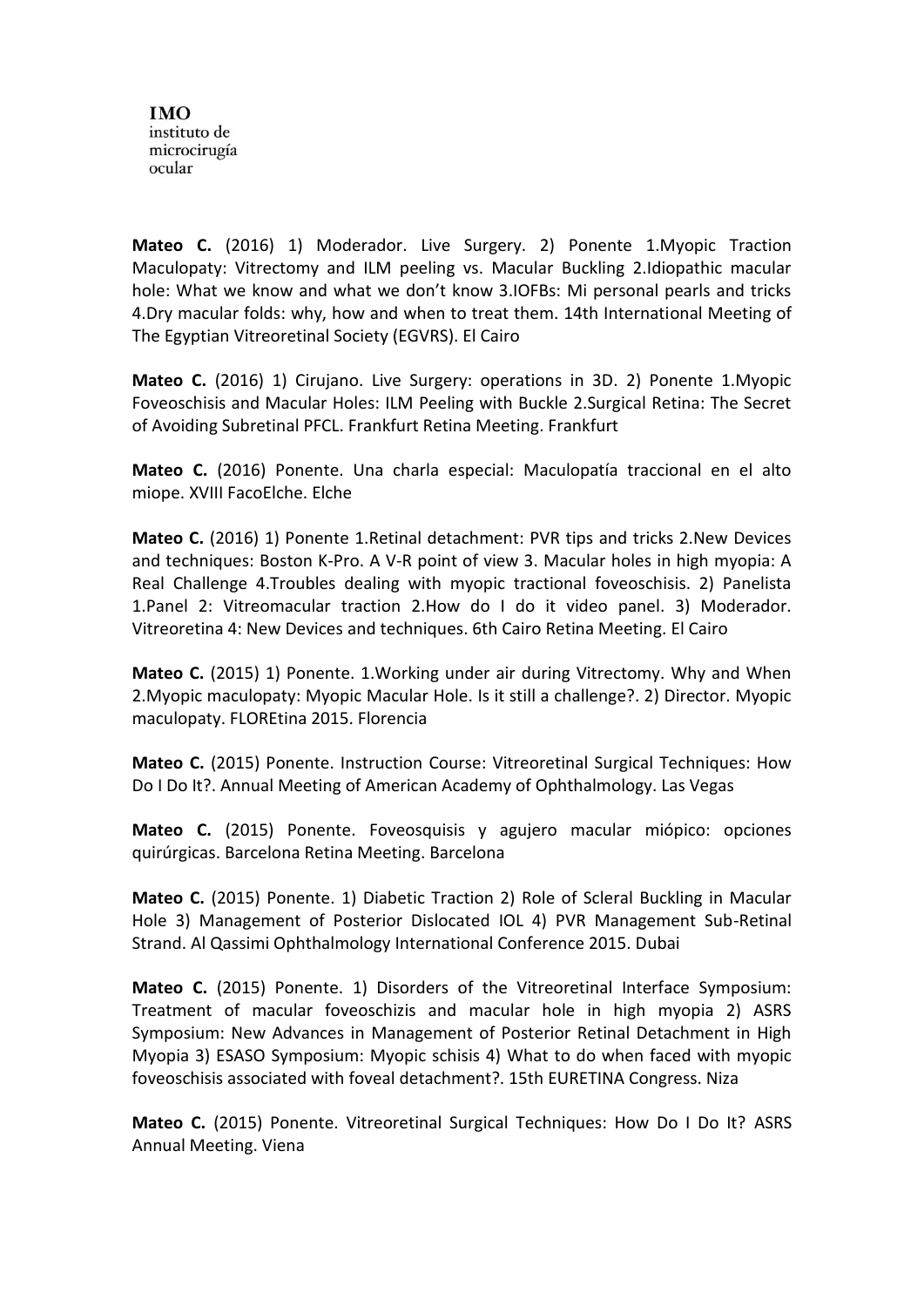**Mateo C.** (2016) 1) Moderador. Live Surgery. 2) Ponente 1.Myopic Traction Maculopaty: Vitrectomy and ILM peeling vs. Macular Buckling 2.Idiopathic macular hole: What we know and what we don't know 3.IOFBs: Mi personal pearls and tricks 4.Dry macular folds: why, how and when to treat them. 14th International Meeting of The Egyptian Vitreoretinal Society (EGVRS). El Cairo

**Mateo C.** (2016) 1) Cirujano. Live Surgery: operations in 3D. 2) Ponente 1.Myopic Foveoschisis and Macular Holes: ILM Peeling with Buckle 2.Surgical Retina: The Secret of Avoiding Subretinal PFCL. Frankfurt Retina Meeting. Frankfurt

**Mateo C.** (2016) Ponente. Una charla especial: Maculopatía traccional en el alto miope. XVIII FacoElche. Elche

**Mateo C.** (2016) 1) Ponente 1.Retinal detachment: PVR tips and tricks 2.New Devices and techniques: Boston K-Pro. A V-R point of view 3. Macular holes in high myopia: A Real Challenge 4.Troubles dealing with myopic tractional foveoschisis. 2) Panelista 1.Panel 2: Vitreomacular traction 2.How do I do it video panel. 3) Moderador. Vitreoretina 4: New Devices and techniques. 6th Cairo Retina Meeting. El Cairo

**Mateo C.** (2015) 1) Ponente. 1.Working under air during Vitrectomy. Why and When 2.Myopic maculopaty: Myopic Macular Hole. Is it still a challenge?. 2) Director. Myopic maculopaty. FLOREtina 2015. Florencia

**Mateo C.** (2015) Ponente. Instruction Course: Vitreoretinal Surgical Techniques: How Do I Do It?. Annual Meeting of American Academy of Ophthalmology. Las Vegas

**Mateo C.** (2015) Ponente. Foveosquisis y agujero macular miópico: opciones quirúrgicas. Barcelona Retina Meeting. Barcelona

**Mateo C.** (2015) Ponente. 1) Diabetic Traction 2) Role of Scleral Buckling in Macular Hole 3) Management of Posterior Dislocated IOL 4) PVR Management Sub-Retinal Strand. Al Qassimi Ophthalmology International Conference 2015. Dubai

**Mateo C.** (2015) Ponente. 1) Disorders of the Vitreoretinal Interface Symposium: Treatment of macular foveoschizis and macular hole in high myopia 2) ASRS Symposium: New Advances in Management of Posterior Retinal Detachment in High Myopia 3) ESASO Symposium: Myopic schisis 4) What to do when faced with myopic foveoschisis associated with foveal detachment?. 15th EURETINA Congress. Niza

**Mateo C.** (2015) Ponente. Vitreoretinal Surgical Techniques: How Do I Do It? ASRS Annual Meeting. Viena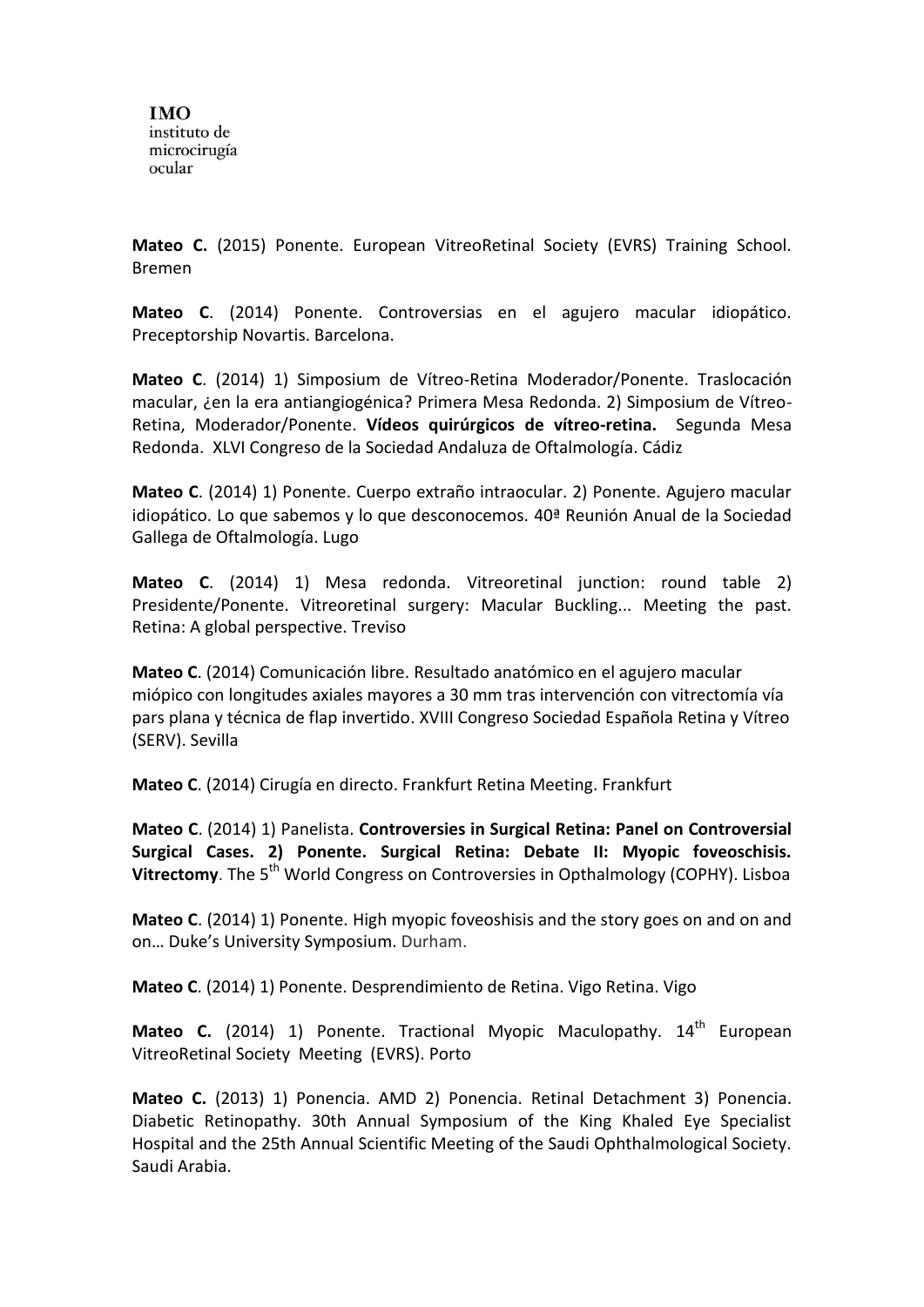**IMO**
instituto de
microcirugía
ocular

**Mateo C.** (2015) Ponente. European VitreoRetinal Society (EVRS) Training School. Bremen

**Mateo C**. (2014) Ponente. Controversias en el agujero macular idiopático. Preceptorship Novartis. Barcelona.

**Mateo C**. (2014) 1) Simposium de Vítreo-Retina Moderador/Ponente. Traslocación macular, ¿en la era antiangiogénica? Primera Mesa Redonda. 2) Simposium de Vítreo-Retina, Moderador/Ponente. **Vídeos quirúrgicos de vítreo-retina.** Segunda Mesa Redonda. XLVI Congreso de la Sociedad Andaluza de Oftalmología. Cádiz

**Mateo C**. (2014) 1) Ponente. Cuerpo extraño intraocular. 2) Ponente. Agujero macular idiopático. Lo que sabemos y lo que desconocemos. 40ª Reunión Anual de la Sociedad Gallega de Oftalmología. Lugo

**Mateo C**. (2014) 1) Mesa redonda. Vitreoretinal junction: round table 2) Presidente/Ponente. Vitreoretinal surgery: Macular Buckling... Meeting the past. Retina: A global perspective. Treviso

**Mateo C**. (2014) Comunicación libre. Resultado anatómico en el agujero macular miópico con longitudes axiales mayores a 30 mm tras intervención con vitrectomía vía pars plana y técnica de flap invertido. XVIII Congreso Sociedad Española Retina y Vítreo (SERV). Sevilla

**Mateo C**. (2014) Cirugía en directo. Frankfurt Retina Meeting. Frankfurt

**Mateo C**. (2014) 1) Panelista. **Controversies in Surgical Retina: Panel on Controversial Surgical Cases. 2) Ponente. Surgical Retina: Debate II: Myopic foveoschisis. Vitrectomy**. The 5th World Congress on Controversies in Opthalmology (COPHY). Lisboa

**Mateo C**. (2014) 1) Ponente. High myopic foveoshisis and the story goes on and on and on… Duke's University Symposium. Durham.

**Mateo C**. (2014) 1) Ponente. Desprendimiento de Retina. Vigo Retina. Vigo

**Mateo C.** (2014) 1) Ponente. Tractional Myopic Maculopathy. 14th European VitreoRetinal Society Meeting (EVRS). Porto

**Mateo C.** (2013) 1) Ponencia. AMD 2) Ponencia. Retinal Detachment 3) Ponencia. Diabetic Retinopathy. 30th Annual Symposium of the King Khaled Eye Specialist Hospital and the 25th Annual Scientific Meeting of the Saudi Ophthalmological Society. Saudi Arabia.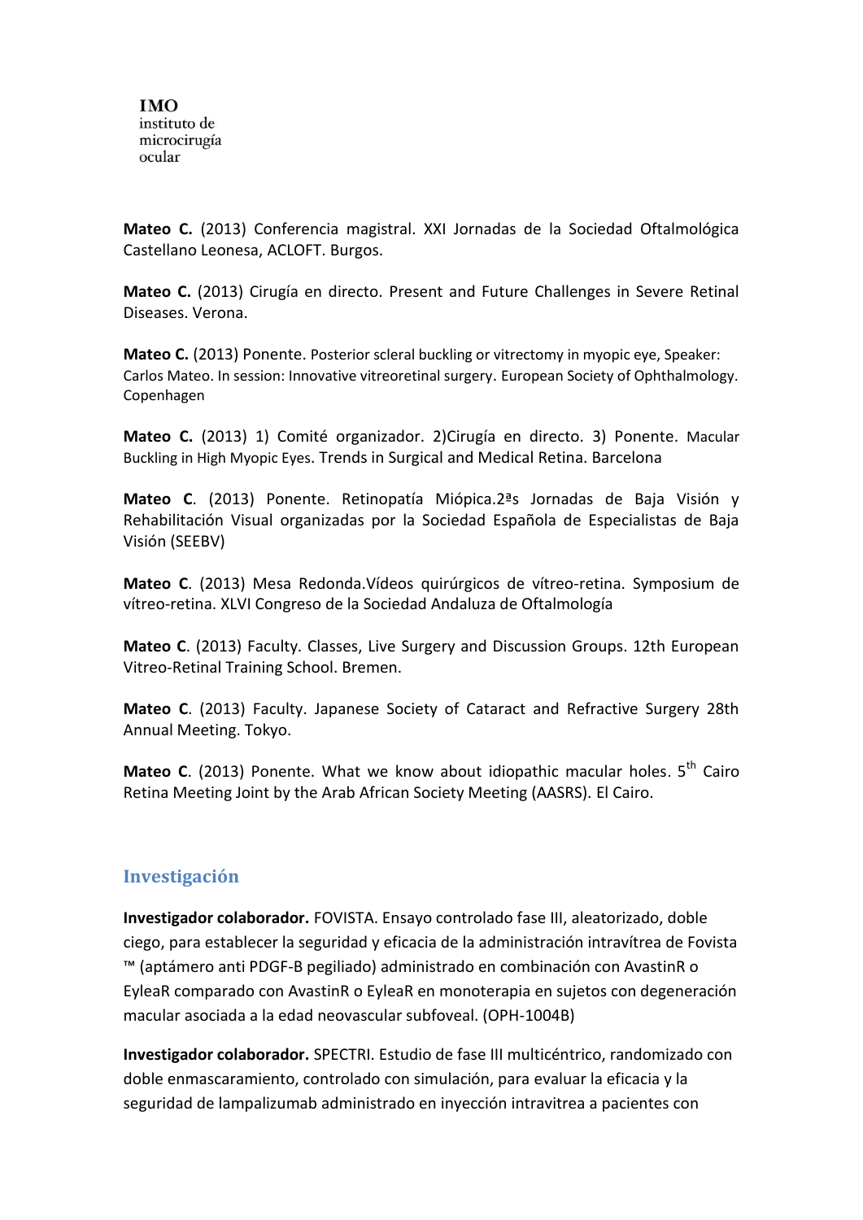**Mateo C.** (2013) Conferencia magistral. XXI Jornadas de la Sociedad Oftalmológica Castellano Leonesa, ACLOFT. Burgos.

**Mateo C.** (2013) Cirugía en directo. Present and Future Challenges in Severe Retinal Diseases. Verona.

**Mateo C.** (2013) Ponente. Posterior scleral buckling or vitrectomy in myopic eye, Speaker: Carlos Mateo. In session: Innovative vitreoretinal surgery. European Society of Ophthalmology. Copenhagen

**Mateo C.** (2013) 1) Comité organizador. 2)Cirugía en directo. 3) Ponente. Macular Buckling in High Myopic Eyes. Trends in Surgical and Medical Retina. Barcelona

**Mateo C**. (2013) Ponente. Retinopatía Miópica.2ªs Jornadas de Baja Visión y Rehabilitación Visual organizadas por la Sociedad Española de Especialistas de Baja Visión (SEEBV)

**Mateo C**. (2013) Mesa Redonda.Vídeos quirúrgicos de vítreo-retina. Symposium de vítreo-retina. XLVI Congreso de la Sociedad Andaluza de Oftalmología

**Mateo C**. (2013) Faculty. Classes, Live Surgery and Discussion Groups. 12th European Vitreo-Retinal Training School. Bremen.

**Mateo C**. (2013) Faculty. Japanese Society of Cataract and Refractive Surgery 28th Annual Meeting. Tokyo.

**Mateo C**. (2013) Ponente. What we know about idiopathic macular holes. 5th Cairo Retina Meeting Joint by the Arab African Society Meeting (AASRS). El Cairo.

## Investigación

**Investigador colaborador.** FOVISTA. Ensayo controlado fase III, aleatorizado, doble ciego, para establecer la seguridad y eficacia de la administración intravítrea de Fovista ™ (aptámero anti PDGF-B pegiliado) administrado en combinación con AvastinR o EyleaR comparado con AvastinR o EyleaR en monoterapia en sujetos con degeneración macular asociada a la edad neovascular subfoveal. (OPH-1004B)

**Investigador colaborador.** SPECTRI. Estudio de fase III multicéntrico, randomizado con doble enmascaramiento, controlado con simulación, para evaluar la eficacia y la seguridad de lampalizumab administrado en inyección intravitrea a pacientes con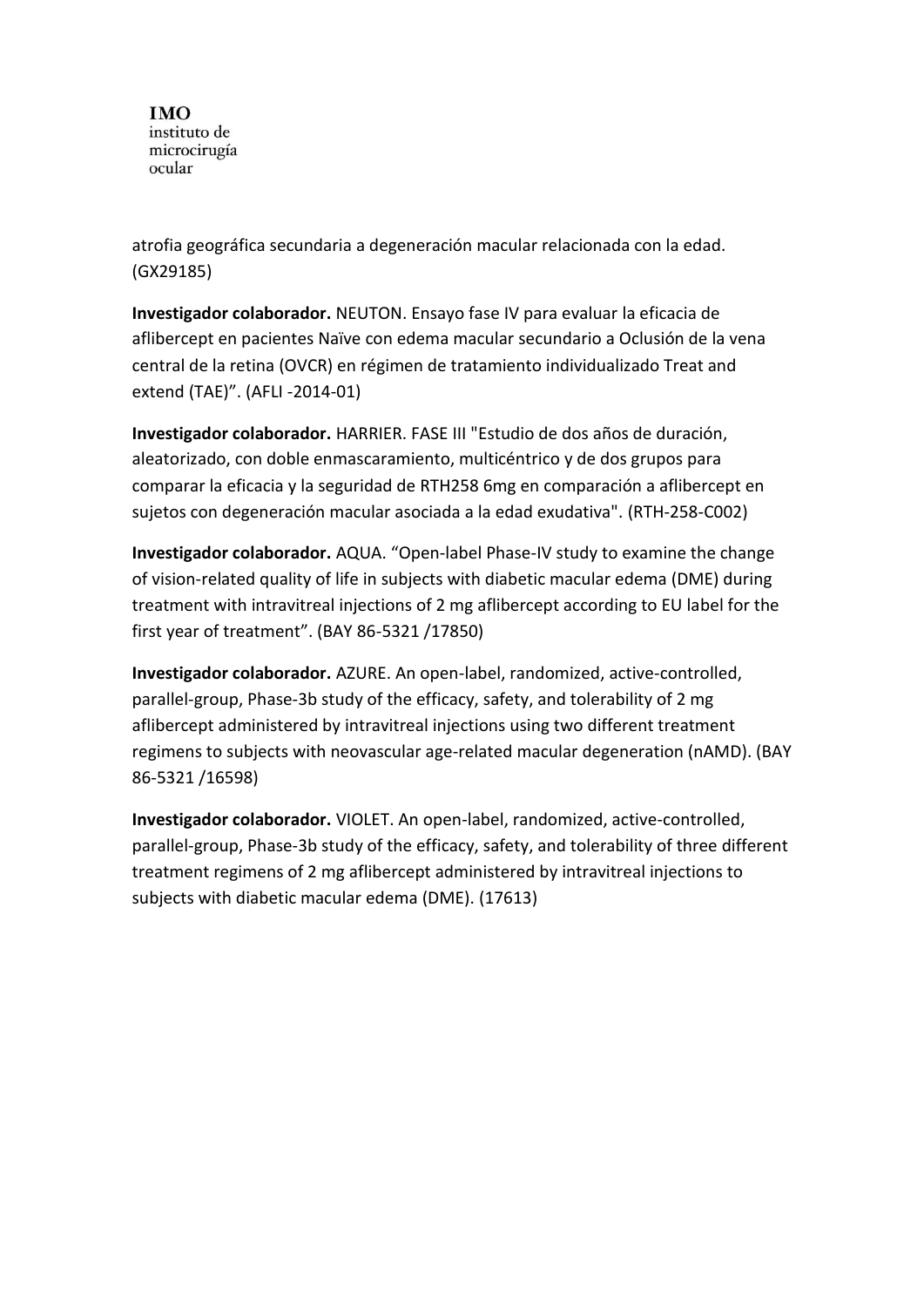atrofia geográfica secundaria a degeneración macular relacionada con la edad. (GX29185)

**Investigador colaborador.** NEUTON. Ensayo fase IV para evaluar la eficacia de aflibercept en pacientes Naïve con edema macular secundario a Oclusión de la vena central de la retina (OVCR) en régimen de tratamiento individualizado Treat and extend (TAE)". (AFLI -2014-01)

**Investigador colaborador.** HARRIER. FASE III "Estudio de dos años de duración, aleatorizado, con doble enmascaramiento, multicéntrico y de dos grupos para comparar la eficacia y la seguridad de RTH258 6mg en comparación a aflibercept en sujetos con degeneración macular asociada a la edad exudativa". (RTH-258-C002)

**Investigador colaborador.** AQUA. "Open-label Phase-IV study to examine the change of vision-related quality of life in subjects with diabetic macular edema (DME) during treatment with intravitreal injections of 2 mg aflibercept according to EU label for the first year of treatment". (BAY 86-5321 /17850)

**Investigador colaborador.** AZURE. An open-label, randomized, active-controlled, parallel-group, Phase-3b study of the efficacy, safety, and tolerability of 2 mg aflibercept administered by intravitreal injections using two different treatment regimens to subjects with neovascular age-related macular degeneration (nAMD). (BAY 86-5321 /16598)

**Investigador colaborador.** VIOLET. An open-label, randomized, active-controlled, parallel-group, Phase-3b study of the efficacy, safety, and tolerability of three different treatment regimens of 2 mg aflibercept administered by intravitreal injections to subjects with diabetic macular edema (DME). (17613)